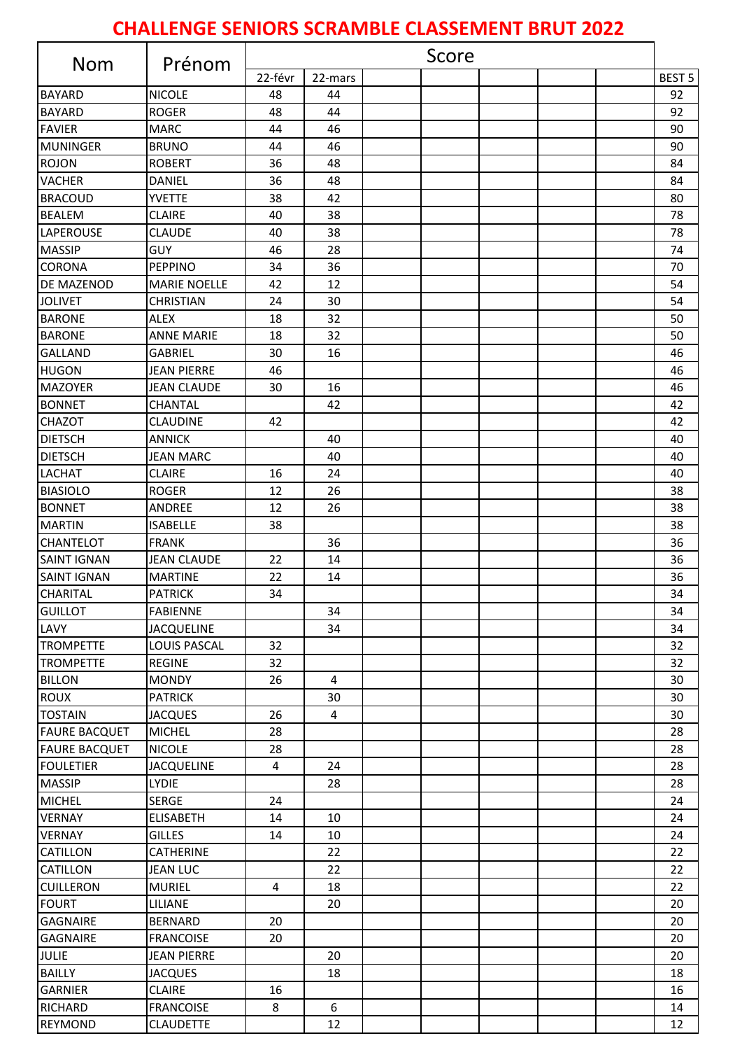# CHALLENGE SENIORS SCRAMBLE CLASSEMENT BRUT 2022

| Nom | Prénom | Score | | | | | | | |
|---|---|---|---|---|---|---|---|---|---|
| | | 22-févr | 22-mars | | | | | | BEST 5 |
| BAYARD | NICOLE | 48 | 44 | | | | | | 92 |
| BAYARD | ROGER | 48 | 44 | | | | | | 92 |
| FAVIER | MARC | 44 | 46 | | | | | | 90 |
| MUNINGER | BRUNO | 44 | 46 | | | | | | 90 |
| ROJON | ROBERT | 36 | 48 | | | | | | 84 |
| VACHER | DANIEL | 36 | 48 | | | | | | 84 |
| BRACOUD | YVETTE | 38 | 42 | | | | | | 80 |
| BEALEM | CLAIRE | 40 | 38 | | | | | | 78 |
| LAPEROUSE | CLAUDE | 40 | 38 | | | | | | 78 |
| MASSIP | GUY | 46 | 28 | | | | | | 74 |
| CORONA | PEPPINO | 34 | 36 | | | | | | 70 |
| DE MAZENOD | MARIE NOELLE | 42 | 12 | | | | | | 54 |
| JOLIVET | CHRISTIAN | 24 | 30 | | | | | | 54 |
| BARONE | ALEX | 18 | 32 | | | | | | 50 |
| BARONE | ANNE MARIE | 18 | 32 | | | | | | 50 |
| GALLAND | GABRIEL | 30 | 16 | | | | | | 46 |
| HUGON | JEAN PIERRE | 46 | | | | | | | 46 |
| MAZOYER | JEAN CLAUDE | 30 | 16 | | | | | | 46 |
| BONNET | CHANTAL | | 42 | | | | | | 42 |
| CHAZOT | CLAUDINE | 42 | | | | | | | 42 |
| DIETSCH | ANNICK | | 40 | | | | | | 40 |
| DIETSCH | JEAN MARC | | 40 | | | | | | 40 |
| LACHAT | CLAIRE | 16 | 24 | | | | | | 40 |
| BIASIOLO | ROGER | 12 | 26 | | | | | | 38 |
| BONNET | ANDREE | 12 | 26 | | | | | | 38 |
| MARTIN | ISABELLE | 38 | | | | | | | 38 |
| CHANTELOT | FRANK | | 36 | | | | | | 36 |
| SAINT IGNAN | JEAN CLAUDE | 22 | 14 | | | | | | 36 |
| SAINT IGNAN | MARTINE | 22 | 14 | | | | | | 36 |
| CHARITAL | PATRICK | 34 | | | | | | | 34 |
| GUILLOT | FABIENNE | | 34 | | | | | | 34 |
| LAVY | JACQUELINE | | 34 | | | | | | 34 |
| TROMPETTE | LOUIS PASCAL | 32 | | | | | | | 32 |
| TROMPETTE | REGINE | 32 | | | | | | | 32 |
| BILLON | MONDY | 26 | 4 | | | | | | 30 |
| ROUX | PATRICK | | 30 | | | | | | 30 |
| TOSTAIN | JACQUES | 26 | 4 | | | | | | 30 |
| FAURE BACQUET | MICHEL | 28 | | | | | | | 28 |
| FAURE BACQUET | NICOLE | 28 | | | | | | | 28 |
| FOULETIER | JACQUELINE | 4 | 24 | | | | | | 28 |
| MASSIP | LYDIE | | 28 | | | | | | 28 |
| MICHEL | SERGE | 24 | | | | | | | 24 |
| VERNAY | ELISABETH | 14 | 10 | | | | | | 24 |
| VERNAY | GILLES | 14 | 10 | | | | | | 24 |
| CATILLON | CATHERINE | | 22 | | | | | | 22 |
| CATILLON | JEAN LUC | | 22 | | | | | | 22 |
| CUILLERON | MURIEL | 4 | 18 | | | | | | 22 |
| FOURT | LILIANE | | 20 | | | | | | 20 |
| GAGNAIRE | BERNARD | 20 | | | | | | | 20 |
| GAGNAIRE | FRANCOISE | 20 | | | | | | | 20 |
| JULIE | JEAN PIERRE | | 20 | | | | | | 20 |
| BAILLY | JACQUES | | 18 | | | | | | 18 |
| GARNIER | CLAIRE | 16 | | | | | | | 16 |
| RICHARD | FRANCOISE | 8 | 6 | | | | | | 14 |
| REYMOND | CLAUDETTE | | 12 | | | | | | 12 |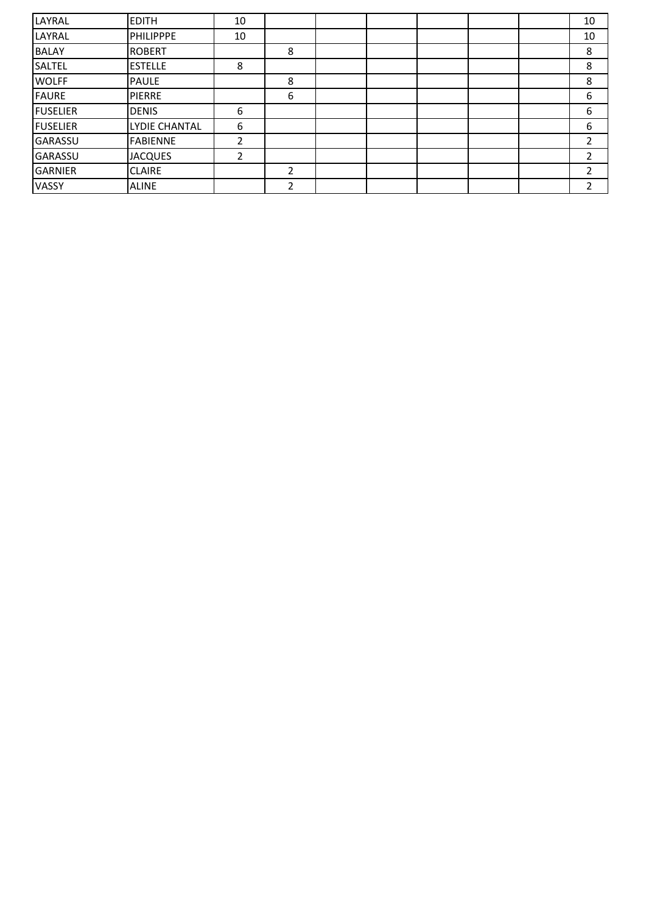| | | | | | | | | | |
|---|---|---|---|---|---|---|---|---|---|
| LAYRAL | EDITH | 10 | | | | | | | 10 |
| LAYRAL | PHILIPPPE | 10 | | | | | | | 10 |
| BALAY | ROBERT | | 8 | | | | | | 8 |
| SALTEL | ESTELLE | 8 | | | | | | | 8 |
| WOLFF | PAULE | | 8 | | | | | | 8 |
| FAURE | PIERRE | | 6 | | | | | | 6 |
| FUSELIER | DENIS | 6 | | | | | | | 6 |
| FUSELIER | LYDIE CHANTAL | 6 | | | | | | | 6 |
| GARASSU | FABIENNE | 2 | | | | | | | 2 |
| GARASSU | JACQUES | 2 | | | | | | | 2 |
| GARNIER | CLAIRE | | 2 | | | | | | 2 |
| VASSY | ALINE | | 2 | | | | | | 2 |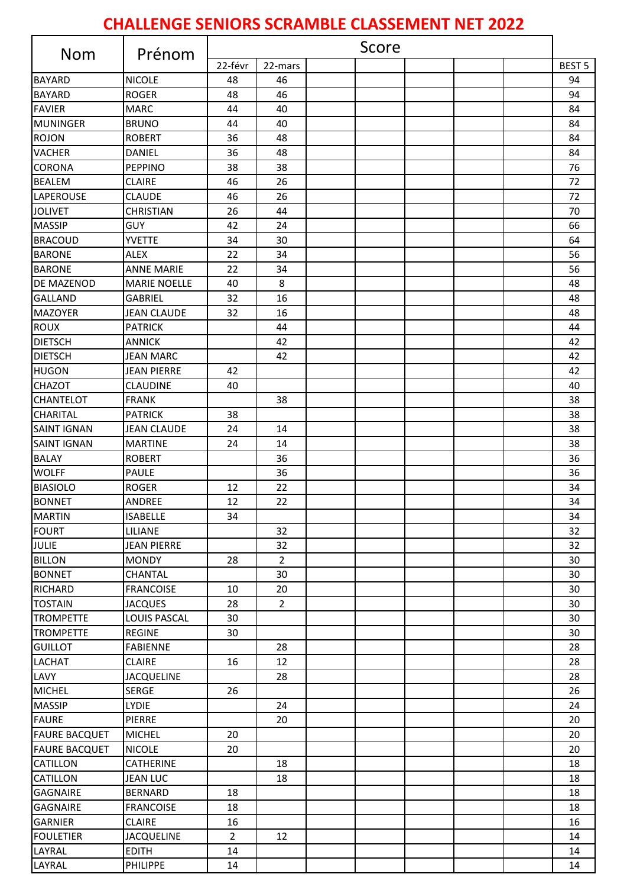# CHALLENGE SENIORS SCRAMBLE CLASSEMENT NET 2022

| Nom | Prénom | Score | | | | | | | |
|---|---|---|---|---|---|---|---|---|---|
| | | 22-févr | 22-mars | | | | | | BEST 5 |
| BAYARD | NICOLE | 48 | 46 | | | | | | 94 |
| BAYARD | ROGER | 48 | 46 | | | | | | 94 |
| FAVIER | MARC | 44 | 40 | | | | | | 84 |
| MUNINGER | BRUNO | 44 | 40 | | | | | | 84 |
| ROJON | ROBERT | 36 | 48 | | | | | | 84 |
| VACHER | DANIEL | 36 | 48 | | | | | | 84 |
| CORONA | PEPPINO | 38 | 38 | | | | | | 76 |
| BEALEM | CLAIRE | 46 | 26 | | | | | | 72 |
| LAPEROUSE | CLAUDE | 46 | 26 | | | | | | 72 |
| JOLIVET | CHRISTIAN | 26 | 44 | | | | | | 70 |
| MASSIP | GUY | 42 | 24 | | | | | | 66 |
| BRACOUD | YVETTE | 34 | 30 | | | | | | 64 |
| BARONE | ALEX | 22 | 34 | | | | | | 56 |
| BARONE | ANNE MARIE | 22 | 34 | | | | | | 56 |
| DE MAZENOD | MARIE NOELLE | 40 | 8 | | | | | | 48 |
| GALLAND | GABRIEL | 32 | 16 | | | | | | 48 |
| MAZOYER | JEAN CLAUDE | 32 | 16 | | | | | | 48 |
| ROUX | PATRICK | | 44 | | | | | | 44 |
| DIETSCH | ANNICK | | 42 | | | | | | 42 |
| DIETSCH | JEAN MARC | | 42 | | | | | | 42 |
| HUGON | JEAN PIERRE | 42 | | | | | | | 42 |
| CHAZOT | CLAUDINE | 40 | | | | | | | 40 |
| CHANTELOT | FRANK | | 38 | | | | | | 38 |
| CHARITAL | PATRICK | 38 | | | | | | | 38 |
| SAINT IGNAN | JEAN CLAUDE | 24 | 14 | | | | | | 38 |
| SAINT IGNAN | MARTINE | 24 | 14 | | | | | | 38 |
| BALAY | ROBERT | | 36 | | | | | | 36 |
| WOLFF | PAULE | | 36 | | | | | | 36 |
| BIASIOLO | ROGER | 12 | 22 | | | | | | 34 |
| BONNET | ANDREE | 12 | 22 | | | | | | 34 |
| MARTIN | ISABELLE | 34 | | | | | | | 34 |
| FOURT | LILIANE | | 32 | | | | | | 32 |
| JULIE | JEAN PIERRE | | 32 | | | | | | 32 |
| BILLON | MONDY | 28 | 2 | | | | | | 30 |
| BONNET | CHANTAL | | 30 | | | | | | 30 |
| RICHARD | FRANCOISE | 10 | 20 | | | | | | 30 |
| TOSTAIN | JACQUES | 28 | 2 | | | | | | 30 |
| TROMPETTE | LOUIS PASCAL | 30 | | | | | | | 30 |
| TROMPETTE | REGINE | 30 | | | | | | | 30 |
| GUILLOT | FABIENNE | | 28 | | | | | | 28 |
| LACHAT | CLAIRE | 16 | 12 | | | | | | 28 |
| LAVY | JACQUELINE | | 28 | | | | | | 28 |
| MICHEL | SERGE | 26 | | | | | | | 26 |
| MASSIP | LYDIE | | 24 | | | | | | 24 |
| FAURE | PIERRE | | 20 | | | | | | 20 |
| FAURE BACQUET | MICHEL | 20 | | | | | | | 20 |
| FAURE BACQUET | NICOLE | 20 | | | | | | | 20 |
| CATILLON | CATHERINE | | 18 | | | | | | 18 |
| CATILLON | JEAN LUC | | 18 | | | | | | 18 |
| GAGNAIRE | BERNARD | 18 | | | | | | | 18 |
| GAGNAIRE | FRANCOISE | 18 | | | | | | | 18 |
| GARNIER | CLAIRE | 16 | | | | | | | 16 |
| FOULETIER | JACQUELINE | 2 | 12 | | | | | | 14 |
| LAYRAL | EDITH | 14 | | | | | | | 14 |
| LAYRAL | PHILIPPE | 14 | | | | | | | 14 |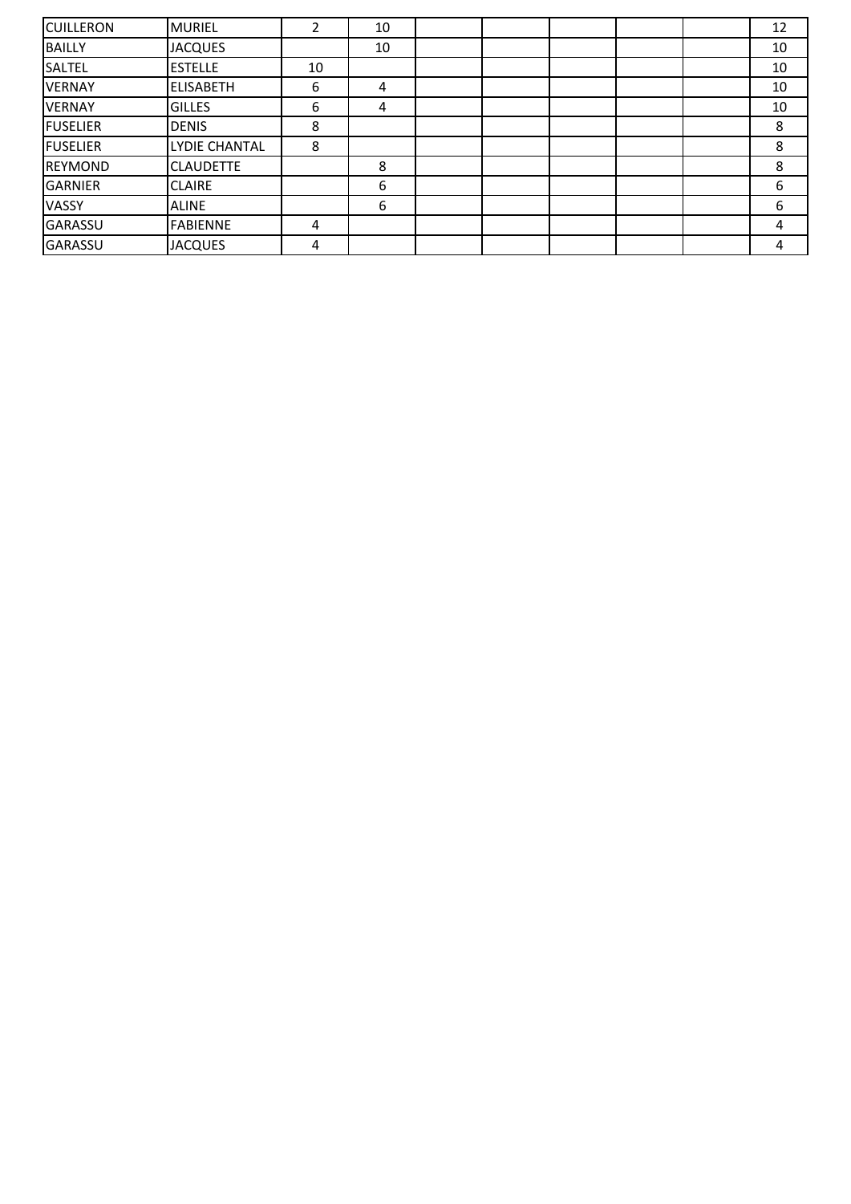| | | | | | | | | | |
|---|---|---|---|---|---|---|---|---|---|
| CUILLERON | MURIEL | 2 | 10 | | | | | | 12 |
| BAILLY | JACQUES | | 10 | | | | | | 10 |
| SALTEL | ESTELLE | 10 | | | | | | | 10 |
| VERNAY | ELISABETH | 6 | 4 | | | | | | 10 |
| VERNAY | GILLES | 6 | 4 | | | | | | 10 |
| FUSELIER | DENIS | 8 | | | | | | | 8 |
| FUSELIER | LYDIE CHANTAL | 8 | | | | | | | 8 |
| REYMOND | CLAUDETTE | | 8 | | | | | | 8 |
| GARNIER | CLAIRE | | 6 | | | | | | 6 |
| VASSY | ALINE | | 6 | | | | | | 6 |
| GARASSU | FABIENNE | 4 | | | | | | | 4 |
| GARASSU | JACQUES | 4 | | | | | | | 4 |